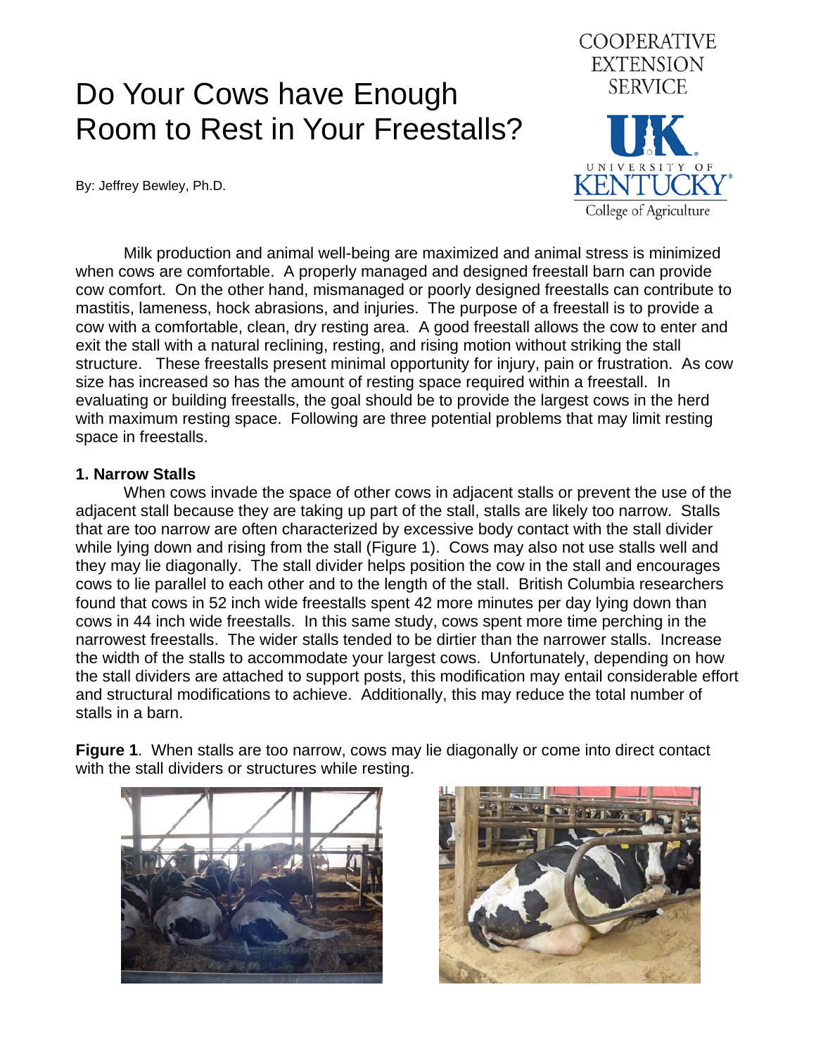# Do Your Cows have Enough Room to Rest in Your Freestalls?

COOPERATIVE EXTENSION SERVICE

University of Kentucky College of Agriculture

By: Jeffrey Bewley, Ph.D.

Milk production and animal well-being are maximized and animal stress is minimized when cows are comfortable. A properly managed and designed freestall barn can provide cow comfort. On the other hand, mismanaged or poorly designed freestalls can contribute to mastitis, lameness, hock abrasions, and injuries. The purpose of a freestall is to provide a cow with a comfortable, clean, dry resting area. A good freestall allows the cow to enter and exit the stall with a natural reclining, resting, and rising motion without striking the stall structure. These freestalls present minimal opportunity for injury, pain or frustration. As cow size has increased so has the amount of resting space required within a freestall. In evaluating or building freestalls, the goal should be to provide the largest cows in the herd with maximum resting space. Following are three potential problems that may limit resting space in freestalls.

**1. Narrow Stalls**

When cows invade the space of other cows in adjacent stalls or prevent the use of the adjacent stall because they are taking up part of the stall, stalls are likely too narrow. Stalls that are too narrow are often characterized by excessive body contact with the stall divider while lying down and rising from the stall (Figure 1). Cows may also not use stalls well and they may lie diagonally. The stall divider helps position the cow in the stall and encourages cows to lie parallel to each other and to the length of the stall. British Columbia researchers found that cows in 52 inch wide freestalls spent 42 more minutes per day lying down than cows in 44 inch wide freestalls. In this same study, cows spent more time perching in the narrowest freestalls. The wider stalls tended to be dirtier than the narrower stalls. Increase the width of the stalls to accommodate your largest cows. Unfortunately, depending on how the stall dividers are attached to support posts, this modification may entail considerable effort and structural modifications to achieve. Additionally, this may reduce the total number of stalls in a barn.

**Figure 1**. When stalls are too narrow, cows may lie diagonally or come into direct contact with the stall dividers or structures while resting.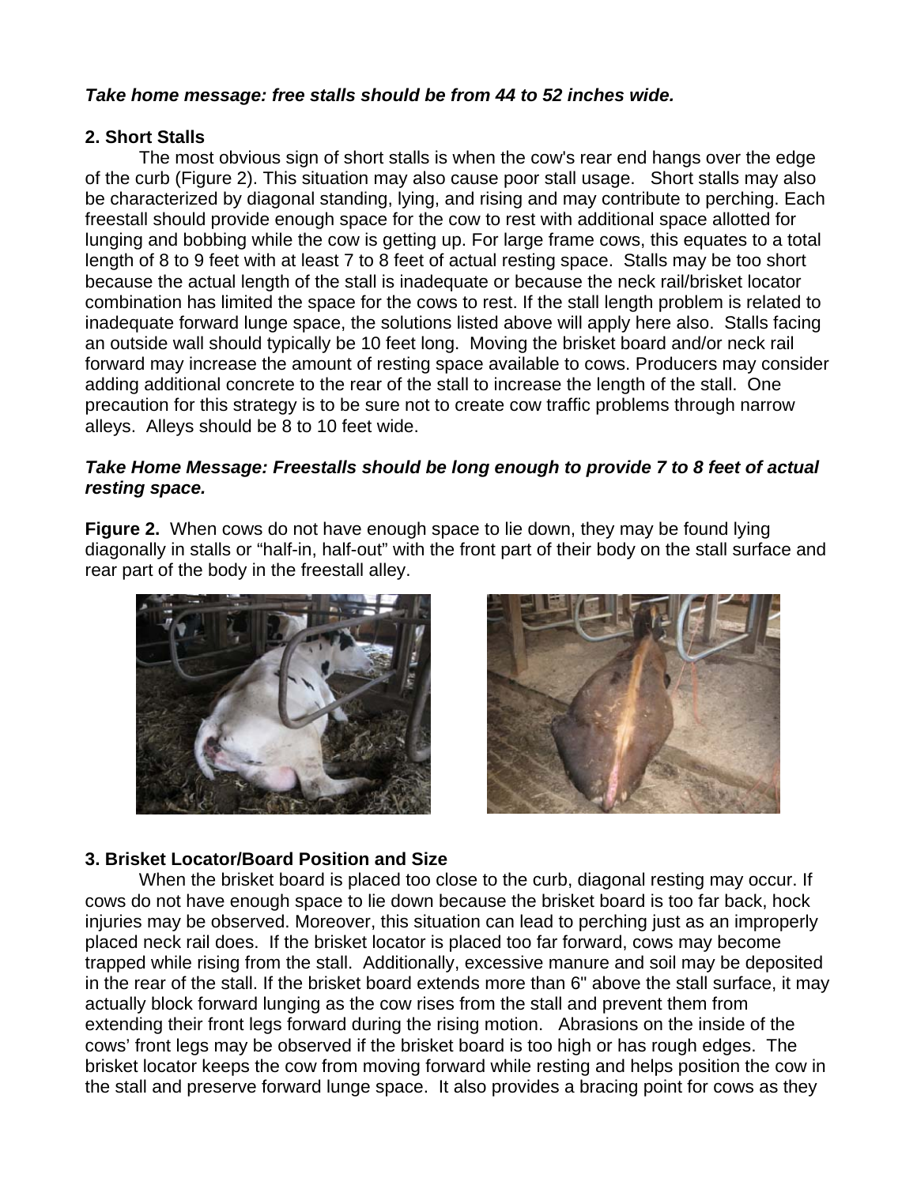***Take home message: free stalls should be from 44 to 52 inches wide.***

**2. Short Stalls**

The most obvious sign of short stalls is when the cow's rear end hangs over the edge of the curb (Figure 2). This situation may also cause poor stall usage. Short stalls may also be characterized by diagonal standing, lying, and rising and may contribute to perching. Each freestall should provide enough space for the cow to rest with additional space allotted for lunging and bobbing while the cow is getting up. For large frame cows, this equates to a total length of 8 to 9 feet with at least 7 to 8 feet of actual resting space. Stalls may be too short because the actual length of the stall is inadequate or because the neck rail/brisket locator combination has limited the space for the cows to rest. If the stall length problem is related to inadequate forward lunge space, the solutions listed above will apply here also. Stalls facing an outside wall should typically be 10 feet long. Moving the brisket board and/or neck rail forward may increase the amount of resting space available to cows. Producers may consider adding additional concrete to the rear of the stall to increase the length of the stall. One precaution for this strategy is to be sure not to create cow traffic problems through narrow alleys. Alleys should be 8 to 10 feet wide.

***Take Home Message: Freestalls should be long enough to provide 7 to 8 feet of actual resting space.***

**Figure 2.** When cows do not have enough space to lie down, they may be found lying diagonally in stalls or "half-in, half-out" with the front part of their body on the stall surface and rear part of the body in the freestall alley.

**3. Brisket Locator/Board Position and Size**

When the brisket board is placed too close to the curb, diagonal resting may occur. If cows do not have enough space to lie down because the brisket board is too far back, hock injuries may be observed. Moreover, this situation can lead to perching just as an improperly placed neck rail does. If the brisket locator is placed too far forward, cows may become trapped while rising from the stall. Additionally, excessive manure and soil may be deposited in the rear of the stall. If the brisket board extends more than 6" above the stall surface, it may actually block forward lunging as the cow rises from the stall and prevent them from extending their front legs forward during the rising motion. Abrasions on the inside of the cows' front legs may be observed if the brisket board is too high or has rough edges. The brisket locator keeps the cow from moving forward while resting and helps position the cow in the stall and preserve forward lunge space. It also provides a bracing point for cows as they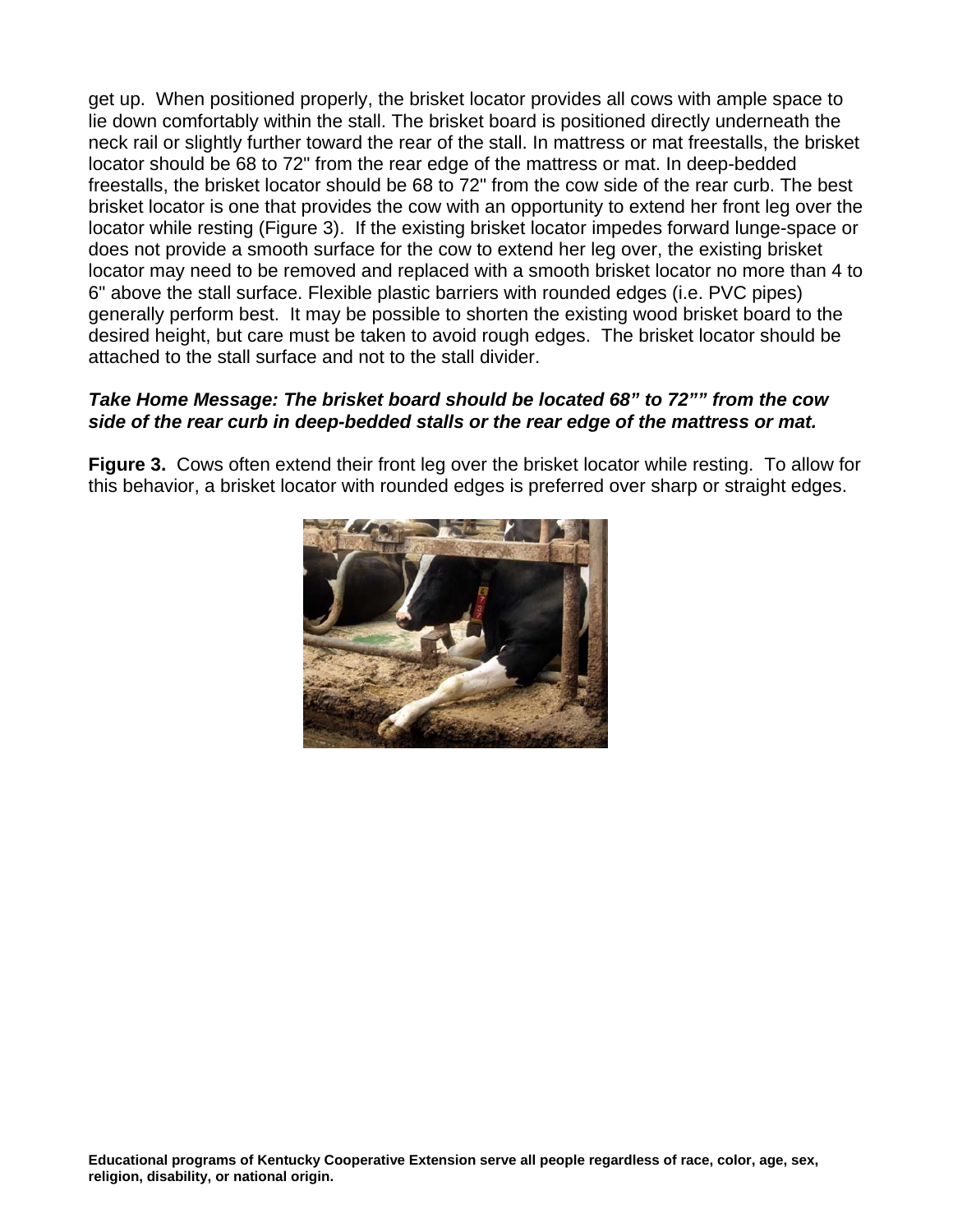get up. When positioned properly, the brisket locator provides all cows with ample space to lie down comfortably within the stall. The brisket board is positioned directly underneath the neck rail or slightly further toward the rear of the stall. In mattress or mat freestalls, the brisket locator should be 68 to 72" from the rear edge of the mattress or mat. In deep-bedded freestalls, the brisket locator should be 68 to 72" from the cow side of the rear curb. The best brisket locator is one that provides the cow with an opportunity to extend her front leg over the locator while resting (Figure 3). If the existing brisket locator impedes forward lunge-space or does not provide a smooth surface for the cow to extend her leg over, the existing brisket locator may need to be removed and replaced with a smooth brisket locator no more than 4 to 6" above the stall surface. Flexible plastic barriers with rounded edges (i.e. PVC pipes) generally perform best. It may be possible to shorten the existing wood brisket board to the desired height, but care must be taken to avoid rough edges. The brisket locator should be attached to the stall surface and not to the stall divider.

***Take Home Message: The brisket board should be located 68" to 72"" from the cow side of the rear curb in deep-bedded stalls or the rear edge of the mattress or mat.***

**Figure 3.** Cows often extend their front leg over the brisket locator while resting. To allow for this behavior, a brisket locator with rounded edges is preferred over sharp or straight edges.

**Educational programs of Kentucky Cooperative Extension serve all people regardless of race, color, age, sex, religion, disability, or national origin.**